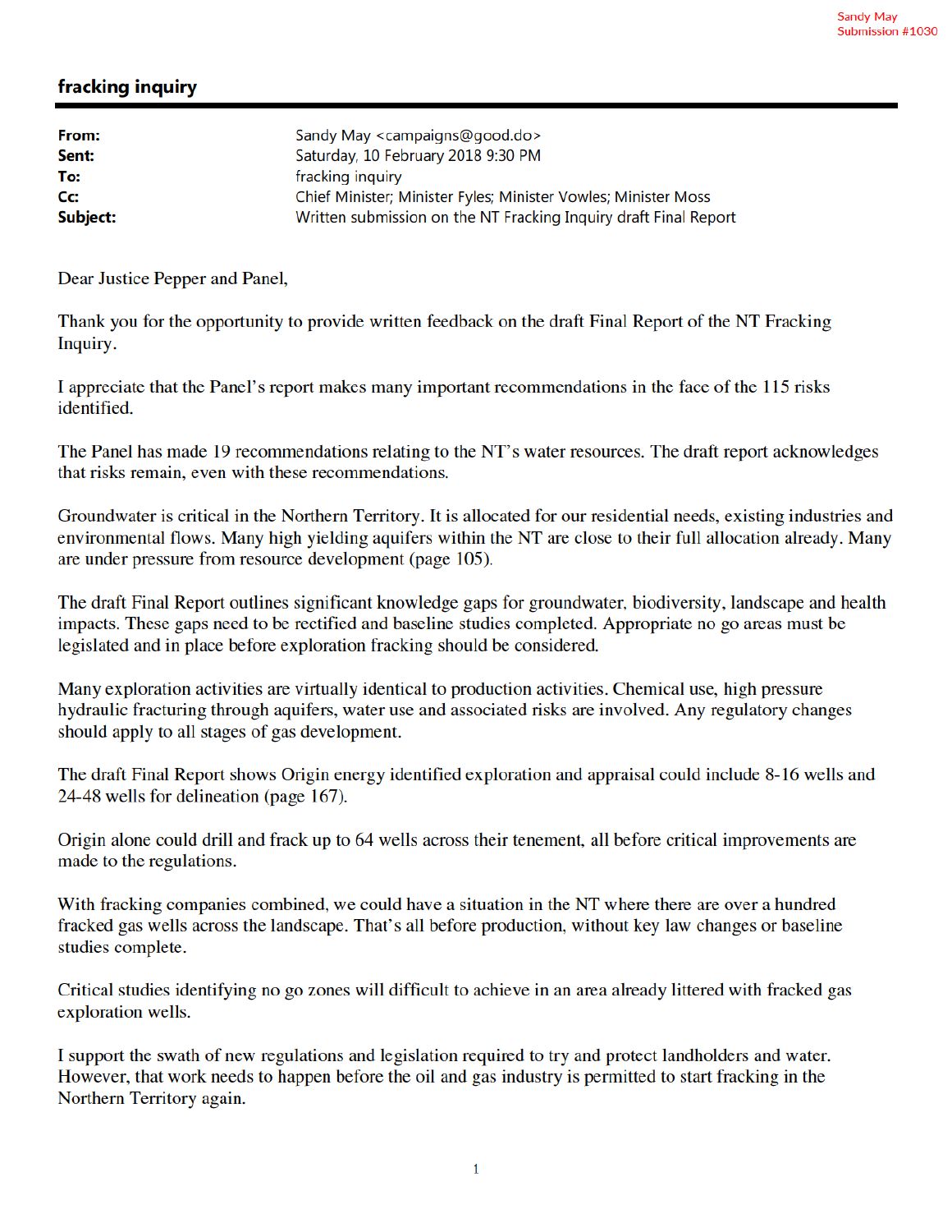Sandy May
Submission #1030

# fracking inquiry

**From:** Sandy May <campaigns@good.do>
**Sent:** Saturday, 10 February 2018 9:30 PM
**To:** fracking inquiry
**Cc:** Chief Minister; Minister Fyles; Minister Vowles; Minister Moss
**Subject:** Written submission on the NT Fracking Inquiry draft Final Report

Dear Justice Pepper and Panel,

Thank you for the opportunity to provide written feedback on the draft Final Report of the NT Fracking Inquiry.

I appreciate that the Panel's report makes many important recommendations in the face of the 115 risks identified.

The Panel has made 19 recommendations relating to the NT's water resources. The draft report acknowledges that risks remain, even with these recommendations.

Groundwater is critical in the Northern Territory. It is allocated for our residential needs, existing industries and environmental flows. Many high yielding aquifers within the NT are close to their full allocation already. Many are under pressure from resource development (page 105).

The draft Final Report outlines significant knowledge gaps for groundwater, biodiversity, landscape and health impacts. These gaps need to be rectified and baseline studies completed. Appropriate no go areas must be legislated and in place before exploration fracking should be considered.

Many exploration activities are virtually identical to production activities. Chemical use, high pressure hydraulic fracturing through aquifers, water use and associated risks are involved. Any regulatory changes should apply to all stages of gas development.

The draft Final Report shows Origin energy identified exploration and appraisal could include 8-16 wells and 24-48 wells for delineation (page 167).

Origin alone could drill and frack up to 64 wells across their tenement, all before critical improvements are made to the regulations.

With fracking companies combined, we could have a situation in the NT where there are over a hundred fracked gas wells across the landscape. That's all before production, without key law changes or baseline studies complete.

Critical studies identifying no go zones will difficult to achieve in an area already littered with fracked gas exploration wells.

I support the swath of new regulations and legislation required to try and protect landholders and water. However, that work needs to happen before the oil and gas industry is permitted to start fracking in the Northern Territory again.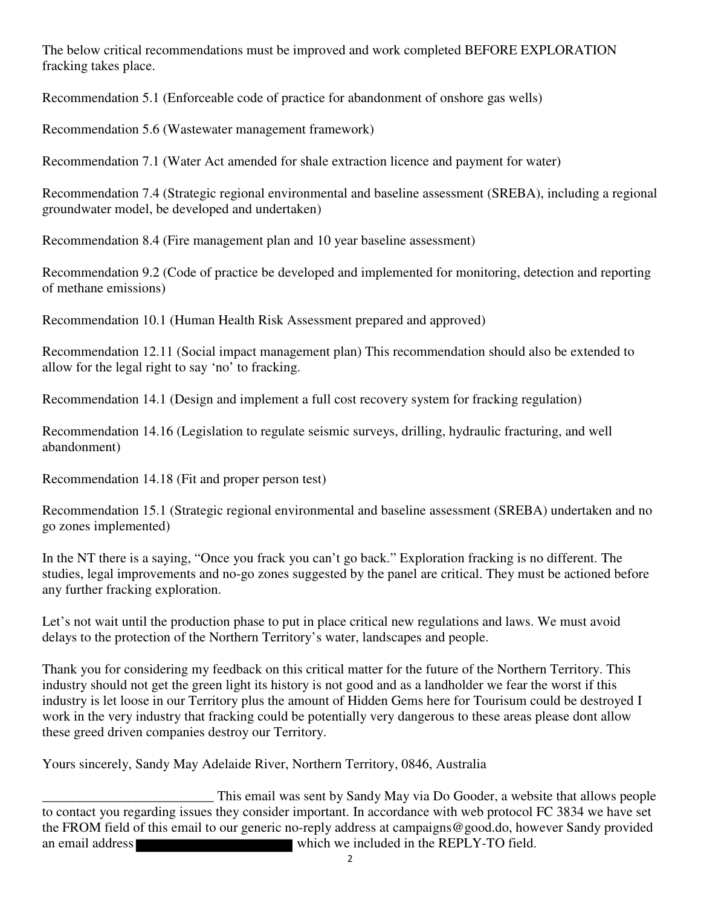The below critical recommendations must be improved and work completed BEFORE EXPLORATION fracking takes place.

Recommendation 5.1 (Enforceable code of practice for abandonment of onshore gas wells)

Recommendation 5.6 (Wastewater management framework)

Recommendation 7.1 (Water Act amended for shale extraction licence and payment for water)

Recommendation 7.4 (Strategic regional environmental and baseline assessment (SREBA), including a regional groundwater model, be developed and undertaken)

Recommendation 8.4 (Fire management plan and 10 year baseline assessment)

Recommendation 9.2 (Code of practice be developed and implemented for monitoring, detection and reporting of methane emissions)

Recommendation 10.1 (Human Health Risk Assessment prepared and approved)

Recommendation 12.11 (Social impact management plan) This recommendation should also be extended to allow for the legal right to say 'no' to fracking.

Recommendation 14.1 (Design and implement a full cost recovery system for fracking regulation)

Recommendation 14.16 (Legislation to regulate seismic surveys, drilling, hydraulic fracturing, and well abandonment)

Recommendation 14.18 (Fit and proper person test)

Recommendation 15.1 (Strategic regional environmental and baseline assessment (SREBA) undertaken and no go zones implemented)

In the NT there is a saying, "Once you frack you can't go back." Exploration fracking is no different. The studies, legal improvements and no-go zones suggested by the panel are critical. They must be actioned before any further fracking exploration.

Let's not wait until the production phase to put in place critical new regulations and laws. We must avoid delays to the protection of the Northern Territory's water, landscapes and people.

Thank you for considering my feedback on this critical matter for the future of the Northern Territory. This industry should not get the green light its history is not good and as a landholder we fear the worst if this industry is let loose in our Territory plus the amount of Hidden Gems here for Tourisum could be destroyed I work in the very industry that fracking could be potentially very dangerous to these areas please dont allow these greed driven companies destroy our Territory.

Yours sincerely, Sandy May Adelaide River, Northern Territory, 0846, Australia

_________________________ This email was sent by Sandy May via Do Gooder, a website that allows people to contact you regarding issues they consider important. In accordance with web protocol FC 3834 we have set the FROM field of this email to our generic no-reply address at campaigns@good.do, however Sandy provided an email address [redacted] which we included in the REPLY-TO field.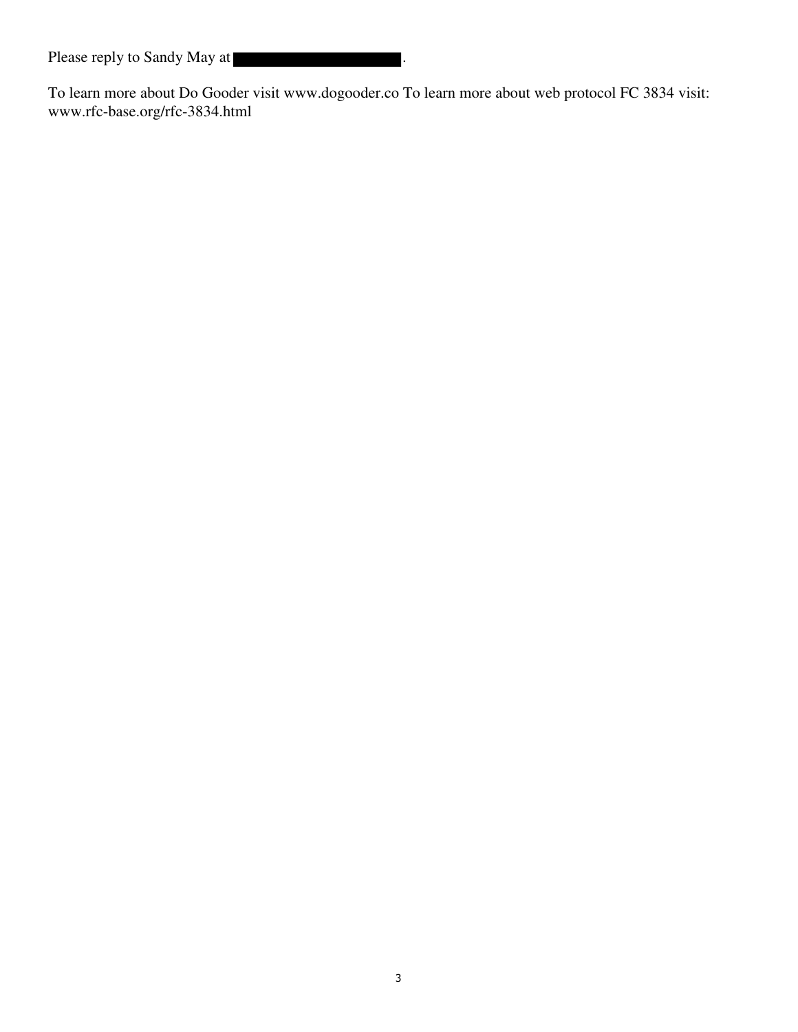Please reply to Sandy May at ████████████████.

To learn more about Do Gooder visit www.dogooder.co To learn more about web protocol FC 3834 visit: www.rfc-base.org/rfc-3834.html